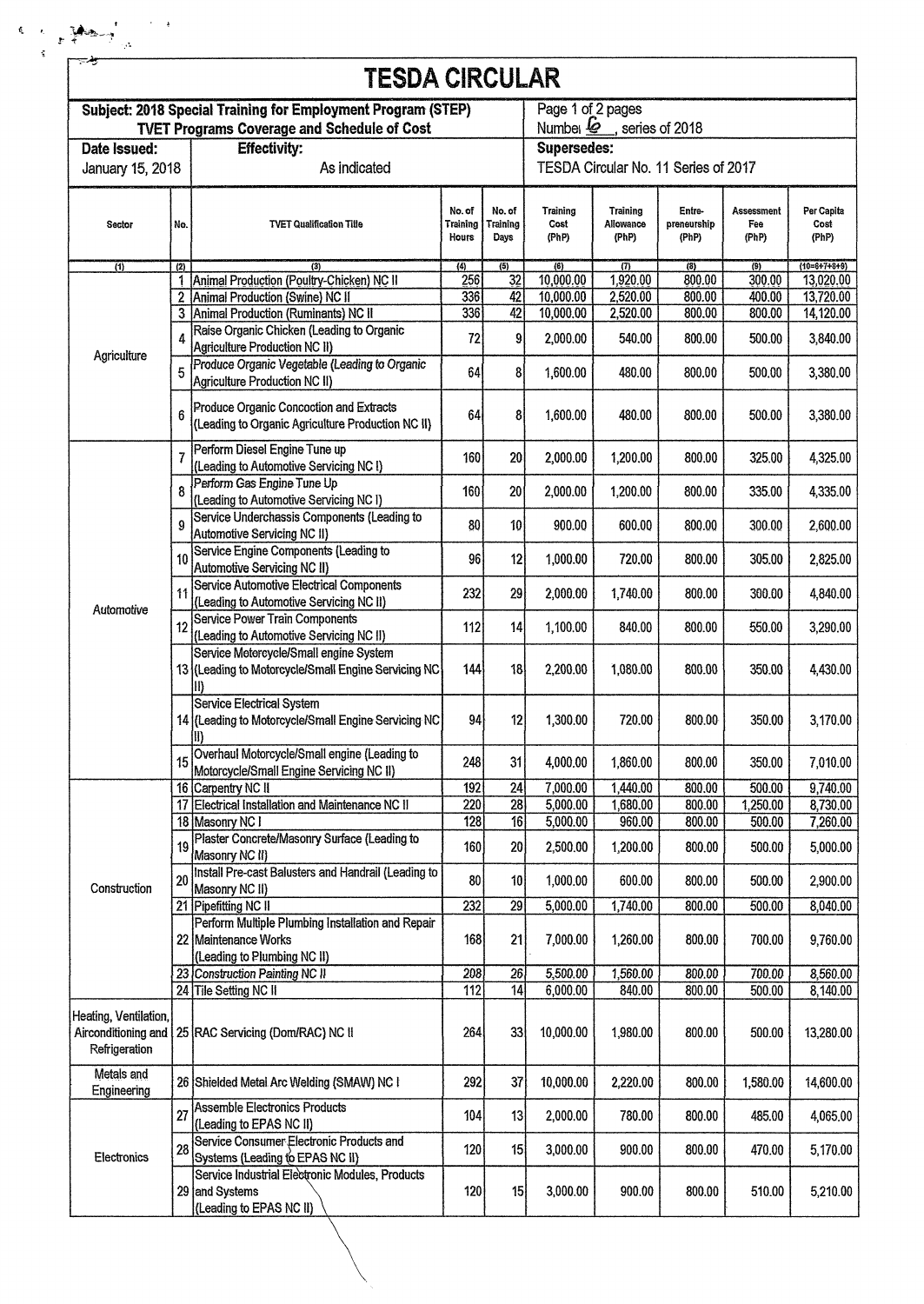# TESDA CIRCULAR

| Subject: 2018 Special Training for Employment Program (STEP) TVET Programs Coverage and Schedule of Cost | | Page 1 of 2 pages Number 6, series of 2018 |
|---|---|---|
| **Date Issued:** January 15, 2018 | **Effectivity:** As indicated | **Supersedes:** TESDA Circular No. 11 Series of 2017 |

| Sector | No. | TVET Qualification Title | No. of Training Hours | No. of Training Days | Training Cost (PhP) | Training Allowance (PhP) | Entre-preneurship (PhP) | Assessment Fee (PhP) | Per Capita Cost (PhP) |
|---|---|---|---|---|---|---|---|---|---|
| (1) | (2) | (3) | (4) | (5) | (6) | (7) | (8) | (9) | (10=6+7+8+9) |
| Agriculture | 1 | Animal Production (Poultry-Chicken) NC II | 256 | 32 | 10,000.00 | 1,920.00 | 800.00 | 300.00 | 13,020.00 |
| | 2 | Animal Production (Swine) NC II | 336 | 42 | 10,000.00 | 2,520.00 | 800.00 | 400.00 | 13,720.00 |
| | 3 | Animal Production (Ruminants) NC II | 336 | 42 | 10,000.00 | 2,520.00 | 800.00 | 800.00 | 14,120.00 |
| | 4 | Raise Organic Chicken (Leading to Organic Agriculture Production NC II) | 72 | 9 | 2,000.00 | 540.00 | 800.00 | 500.00 | 3,840.00 |
| | 5 | Produce Organic Vegetable (Leading to Organic Agriculture Production NC II) | 64 | 8 | 1,600.00 | 480.00 | 800.00 | 500.00 | 3,380.00 |
| | 6 | Produce Organic Concoction and Extracts (Leading to Organic Agriculture Production NC II) | 64 | 8 | 1,600.00 | 480.00 | 800.00 | 500.00 | 3,380.00 |
| Automotive | 7 | Perform Diesel Engine Tune up (Leading to Automotive Servicing NC I) | 160 | 20 | 2,000.00 | 1,200.00 | 800.00 | 325.00 | 4,325.00 |
| | 8 | Perform Gas Engine Tune Up (Leading to Automotive Servicing NC I) | 160 | 20 | 2,000.00 | 1,200.00 | 800.00 | 335.00 | 4,335.00 |
| | 9 | Service Underchassis Components (Leading to Automotive Servicing NC II) | 80 | 10 | 900.00 | 600.00 | 800.00 | 300.00 | 2,600.00 |
| | 10 | Service Engine Components (Leading to Automotive Servicing NC II) | 96 | 12 | 1,000.00 | 720.00 | 800.00 | 305.00 | 2,825.00 |
| | 11 | Service Automotive Electrical Components (Leading to Automotive Servicing NC II) | 232 | 29 | 2,000.00 | 1,740.00 | 800.00 | 300.00 | 4,840.00 |
| | 12 | Service Power Train Components (Leading to Automotive Servicing NC II) | 112 | 14 | 1,100.00 | 840.00 | 800.00 | 550.00 | 3,290.00 |
| | 13 | Service Motorcycle/Small engine System (Leading to Motorcycle/Small Engine Servicing NC II) | 144 | 18 | 2,200.00 | 1,080.00 | 800.00 | 350.00 | 4,430.00 |
| | 14 | Service Electrical System (Leading to Motorcycle/Small Engine Servicing NC II) | 94 | 12 | 1,300.00 | 720.00 | 800.00 | 350.00 | 3,170.00 |
| | 15 | Overhaul Motorcycle/Small engine (Leading to Motorcycle/Small Engine Servicing NC II) | 248 | 31 | 4,000.00 | 1,860.00 | 800.00 | 350.00 | 7,010.00 |
| Construction | 16 | Carpentry NC II | 192 | 24 | 7,000.00 | 1,440.00 | 800.00 | 500.00 | 9,740.00 |
| | 17 | Electrical Installation and Maintenance NC II | 220 | 28 | 5,000.00 | 1,680.00 | 800.00 | 1,250.00 | 8,730.00 |
| | 18 | Masonry NC I | 128 | 16 | 5,000.00 | 960.00 | 800.00 | 500.00 | 7,260.00 |
| | 19 | Plaster Concrete/Masonry Surface (Leading to Masonry NC II) | 160 | 20 | 2,500.00 | 1,200.00 | 800.00 | 500.00 | 5,000.00 |
| | 20 | Install Pre-cast Balusters and Handrail (Leading to Masonry NC II) | 80 | 10 | 1,000.00 | 600.00 | 800.00 | 500.00 | 2,900.00 |
| | 21 | Pipefitting NC II | 232 | 29 | 5,000.00 | 1,740.00 | 800.00 | 500.00 | 8,040.00 |
| | 22 | Perform Multiple Plumbing Installation and Repair Maintenance Works (Leading to Plumbing NC II) | 168 | 21 | 7,000.00 | 1,260.00 | 800.00 | 700.00 | 9,760.00 |
| | 23 | Construction Painting NC II | 208 | 26 | 5,500.00 | 1,560.00 | 800.00 | 700.00 | 8,560.00 |
| | 24 | Tile Setting NC II | 112 | 14 | 6,000.00 | 840.00 | 800.00 | 500.00 | 8,140.00 |
| Heating, Ventilation, Airconditioning and Refrigeration | 25 | RAC Servicing (Dom/RAC) NC II | 264 | 33 | 10,000.00 | 1,980.00 | 800.00 | 500.00 | 13,280.00 |
| Metals and Engineering | 26 | Shielded Metal Arc Welding (SMAW) NC I | 292 | 37 | 10,000.00 | 2,220.00 | 800.00 | 1,580.00 | 14,600.00 |
| Electronics | 27 | Assemble Electronics Products (Leading to EPAS NC II) | 104 | 13 | 2,000.00 | 780.00 | 800.00 | 485.00 | 4,065.00 |
| | 28 | Service Consumer Electronic Products and Systems (Leading to EPAS NC II) | 120 | 15 | 3,000.00 | 900.00 | 800.00 | 470.00 | 5,170.00 |
| | 29 | Service Industrial Electronic Modules, Products and Systems (Leading to EPAS NC II) | 120 | 15 | 3,000.00 | 900.00 | 800.00 | 510.00 | 5,210.00 |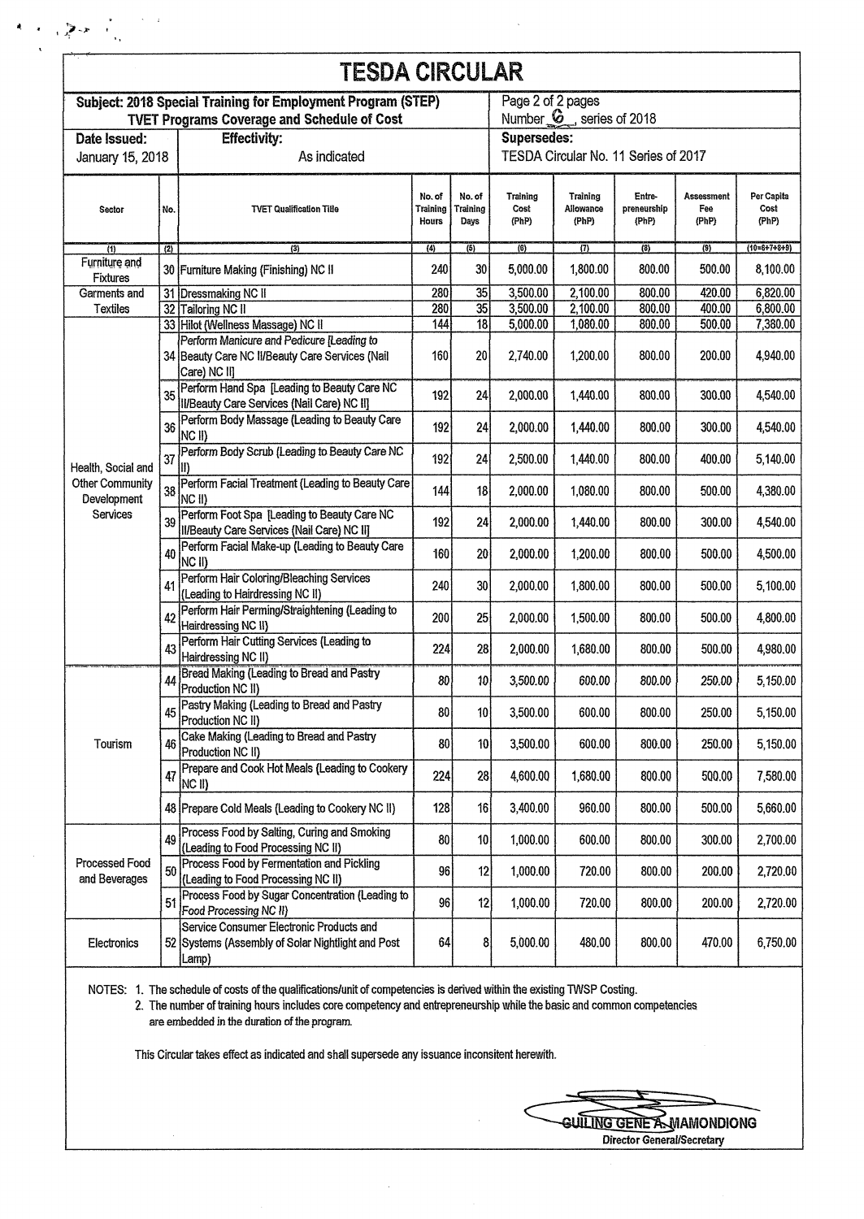# TESDA CIRCULAR

| Subject: 2018 Special Training for Employment Program (STEP) TVET Programs Coverage and Schedule of Cost | | Page 2 of 2 pages Number 6, series of 2018 |
|---|---|---|
| **Date Issued:** January 15, 2018 | **Effectivity:** As indicated | **Supersedes:** TESDA Circular No. 11 Series of 2017 |

| Sector | No. | TVET Qualification Title | No. of Training Hours | No. of Training Days | Training Cost (PhP) | Training Allowance (PhP) | Entre-preneurship (PhP) | Assessment Fee (PhP) | Per Capita Cost (PhP) |
|---|---|---|---|---|---|---|---|---|---|
| (1) | (2) | (3) | (4) | (5) | (6) | (7) | (8) | (9) | (10=6+7+8+9) |
| Furniture and Fixtures | 30 | Furniture Making (Finishing) NC II | 240 | 30 | 5,000.00 | 1,800.00 | 800.00 | 500.00 | 8,100.00 |
| Garments and Textiles | 31 | Dressmaking NC II | 280 | 35 | 3,500.00 | 2,100.00 | 800.00 | 420.00 | 6,820.00 |
| | 32 | Tailoring NC II | 280 | 35 | 3,500.00 | 2,100.00 | 800.00 | 400.00 | 6,800.00 |
| Health, Social and Other Community Development Services | 33 | Hilot (Wellness Massage) NC II | 144 | 18 | 5,000.00 | 1,080.00 | 800.00 | 500.00 | 7,380.00 |
| | 34 | Perform Manicure and Pedicure [Leading to Beauty Care NC II/Beauty Care Services (Nail Care) NC II] | 160 | 20 | 2,740.00 | 1,200.00 | 800.00 | 200.00 | 4,940.00 |
| | 35 | Perform Hand Spa [Leading to Beauty Care NC II/Beauty Care Services (Nail Care) NC II] | 192 | 24 | 2,000.00 | 1,440.00 | 800.00 | 300.00 | 4,540.00 |
| | 36 | Perform Body Massage (Leading to Beauty Care NC II) | 192 | 24 | 2,000.00 | 1,440.00 | 800.00 | 300.00 | 4,540.00 |
| | 37 | Perform Body Scrub (Leading to Beauty Care NC II) | 192 | 24 | 2,500.00 | 1,440.00 | 800.00 | 400.00 | 5,140.00 |
| | 38 | Perform Facial Treatment (Leading to Beauty Care NC II) | 144 | 18 | 2,000.00 | 1,080.00 | 800.00 | 500.00 | 4,380.00 |
| | 39 | Perform Foot Spa [Leading to Beauty Care NC II/Beauty Care Services (Nail Care) NC II] | 192 | 24 | 2,000.00 | 1,440.00 | 800.00 | 300.00 | 4,540.00 |
| | 40 | Perform Facial Make-up (Leading to Beauty Care NC II) | 160 | 20 | 2,000.00 | 1,200.00 | 800.00 | 500.00 | 4,500.00 |
| | 41 | Perform Hair Coloring/Bleaching Services (Leading to Hairdressing NC II) | 240 | 30 | 2,000.00 | 1,800.00 | 800.00 | 500.00 | 5,100.00 |
| | 42 | Perform Hair Perming/Straightening (Leading to Hairdressing NC II) | 200 | 25 | 2,000.00 | 1,500.00 | 800.00 | 500.00 | 4,800.00 |
| | 43 | Perform Hair Cutting Services (Leading to Hairdressing NC II) | 224 | 28 | 2,000.00 | 1,680.00 | 800.00 | 500.00 | 4,980.00 |
| Tourism | 44 | Bread Making (Leading to Bread and Pastry Production NC II) | 80 | 10 | 3,500.00 | 600.00 | 800.00 | 250.00 | 5,150.00 |
| | 45 | Pastry Making (Leading to Bread and Pastry Production NC II) | 80 | 10 | 3,500.00 | 600.00 | 800.00 | 250.00 | 5,150.00 |
| | 46 | Cake Making (Leading to Bread and Pastry Production NC II) | 80 | 10 | 3,500.00 | 600.00 | 800.00 | 250.00 | 5,150.00 |
| | 47 | Prepare and Cook Hot Meals (Leading to Cookery NC II) | 224 | 28 | 4,600.00 | 1,680.00 | 800.00 | 500.00 | 7,580.00 |
| | 48 | Prepare Cold Meals (Leading to Cookery NC II) | 128 | 16 | 3,400.00 | 960.00 | 800.00 | 500.00 | 5,660.00 |
| Processed Food and Beverages | 49 | Process Food by Salting, Curing and Smoking (Leading to Food Processing NC II) | 80 | 10 | 1,000.00 | 600.00 | 800.00 | 300.00 | 2,700.00 |
| | 50 | Process Food by Fermentation and Pickling (Leading to Food Processing NC II) | 96 | 12 | 1,000.00 | 720.00 | 800.00 | 200.00 | 2,720.00 |
| | 51 | Process Food by Sugar Concentration (Leading to Food Processing NC II) | 96 | 12 | 1,000.00 | 720.00 | 800.00 | 200.00 | 2,720.00 |
| Electronics | 52 | Service Consumer Electronic Products and Systems (Assembly of Solar Nightlight and Post Lamp) | 64 | 8 | 5,000.00 | 480.00 | 800.00 | 470.00 | 6,750.00 |

NOTES: 1. The schedule of costs of the qualifications/unit of competencies is derived within the existing TWSP Costing.
2. The number of training hours includes core competency and entrepreneurship while the basic and common competencies are embedded in the duration of the program.

This Circular takes effect as indicated and shall supersede any issuance inconsitent herewith.

**GUILING GENE A. MAMONDIONG**
Director General/Secretary